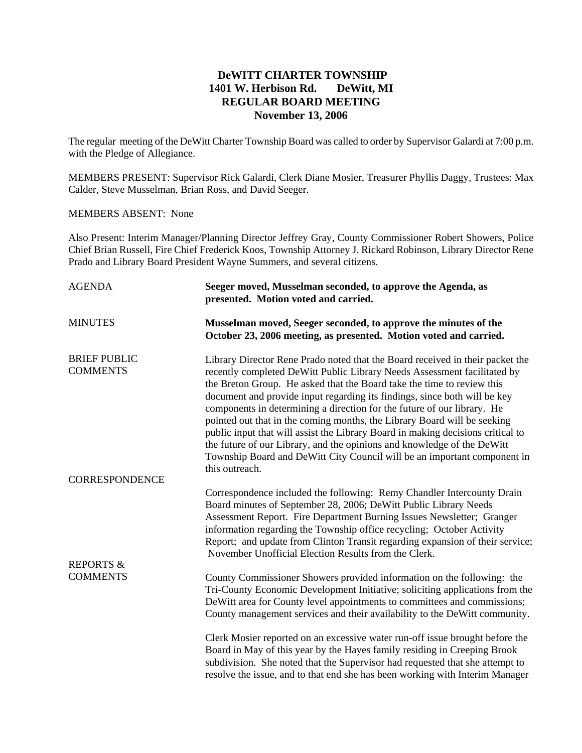# DeWITT CHARTER TOWNSHIP
## 1401 W. Herbison Rd. DeWitt, MI
## REGULAR BOARD MEETING
## November 13, 2006

The regular meeting of the DeWitt Charter Township Board was called to order by Supervisor Galardi at 7:00 p.m. with the Pledge of Allegiance.

MEMBERS PRESENT: Supervisor Rick Galardi, Clerk Diane Mosier, Treasurer Phyllis Daggy, Trustees: Max Calder, Steve Musselman, Brian Ross, and David Seeger.

MEMBERS ABSENT: None

Also Present: Interim Manager/Planning Director Jeffrey Gray, County Commissioner Robert Showers, Police Chief Brian Russell, Fire Chief Frederick Koos, Township Attorney J. Rickard Robinson, Library Director Rene Prado and Library Board President Wayne Summers, and several citizens.

AGENDA

**Seeger moved, Musselman seconded, to approve the Agenda, as presented. Motion voted and carried.**

MINUTES

**Musselman moved, Seeger seconded, to approve the minutes of the October 23, 2006 meeting, as presented. Motion voted and carried.**

BRIEF PUBLIC COMMENTS

Library Director Rene Prado noted that the Board received in their packet the recently completed DeWitt Public Library Needs Assessment facilitated by the Breton Group. He asked that the Board take the time to review this document and provide input regarding its findings, since both will be key components in determining a direction for the future of our library. He pointed out that in the coming months, the Library Board will be seeking public input that will assist the Library Board in making decisions critical to the future of our Library, and the opinions and knowledge of the DeWitt Township Board and DeWitt City Council will be an important component in this outreach.

CORRESPONDENCE

Correspondence included the following: Remy Chandler Intercounty Drain Board minutes of September 28, 2006; DeWitt Public Library Needs Assessment Report. Fire Department Burning Issues Newsletter; Granger information regarding the Township office recycling; October Activity Report; and update from Clinton Transit regarding expansion of their service; November Unofficial Election Results from the Clerk.

REPORTS & COMMENTS

County Commissioner Showers provided information on the following: the Tri-County Economic Development Initiative; soliciting applications from the DeWitt area for County level appointments to committees and commissions; County management services and their availability to the DeWitt community.

Clerk Mosier reported on an excessive water run-off issue brought before the Board in May of this year by the Hayes family residing in Creeping Brook subdivision. She noted that the Supervisor had requested that she attempt to resolve the issue, and to that end she has been working with Interim Manager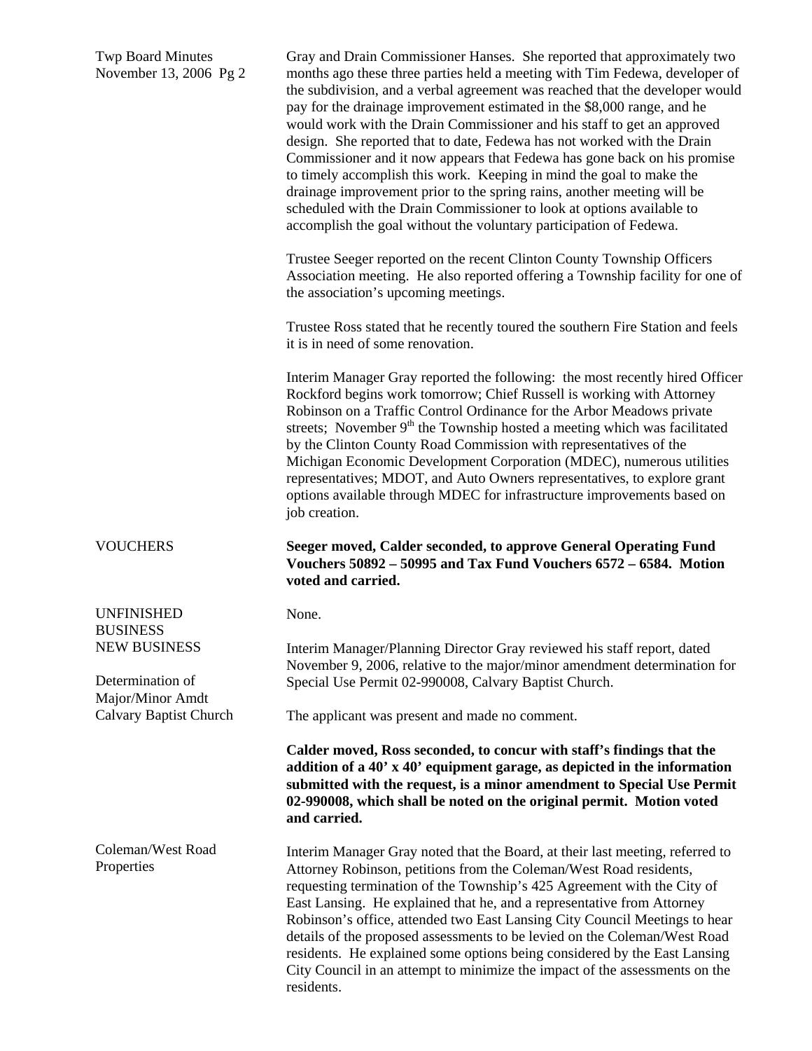Gray and Drain Commissioner Hanses. She reported that approximately two months ago these three parties held a meeting with Tim Fedewa, developer of the subdivision, and a verbal agreement was reached that the developer would pay for the drainage improvement estimated in the $8,000 range, and he would work with the Drain Commissioner and his staff to get an approved design. She reported that to date, Fedewa has not worked with the Drain Commissioner and it now appears that Fedewa has gone back on his promise to timely accomplish this work. Keeping in mind the goal to make the drainage improvement prior to the spring rains, another meeting will be scheduled with the Drain Commissioner to look at options available to accomplish the goal without the voluntary participation of Fedewa.

Trustee Seeger reported on the recent Clinton County Township Officers Association meeting. He also reported offering a Township facility for one of the association's upcoming meetings.

Trustee Ross stated that he recently toured the southern Fire Station and feels it is in need of some renovation.

Interim Manager Gray reported the following: the most recently hired Officer Rockford begins work tomorrow; Chief Russell is working with Attorney Robinson on a Traffic Control Ordinance for the Arbor Meadows private streets; November 9th the Township hosted a meeting which was facilitated by the Clinton County Road Commission with representatives of the Michigan Economic Development Corporation (MDEC), numerous utilities representatives; MDOT, and Auto Owners representatives, to explore grant options available through MDEC for infrastructure improvements based on job creation.

## VOUCHERS

**Seeger moved, Calder seconded, to approve General Operating Fund Vouchers 50892 – 50995 and Tax Fund Vouchers 6572 – 6584. Motion voted and carried.**

## UNFINISHED BUSINESS

None.

## NEW BUSINESS

### Determination of Major/Minor Amdt Calvary Baptist Church

Interim Manager/Planning Director Gray reviewed his staff report, dated November 9, 2006, relative to the major/minor amendment determination for Special Use Permit 02-990008, Calvary Baptist Church.

The applicant was present and made no comment.

**Calder moved, Ross seconded, to concur with staff's findings that the addition of a 40' x 40' equipment garage, as depicted in the information submitted with the request, is a minor amendment to Special Use Permit 02-990008, which shall be noted on the original permit. Motion voted and carried.**

### Coleman/West Road Properties

Interim Manager Gray noted that the Board, at their last meeting, referred to Attorney Robinson, petitions from the Coleman/West Road residents, requesting termination of the Township's 425 Agreement with the City of East Lansing. He explained that he, and a representative from Attorney Robinson's office, attended two East Lansing City Council Meetings to hear details of the proposed assessments to be levied on the Coleman/West Road residents. He explained some options being considered by the East Lansing City Council in an attempt to minimize the impact of the assessments on the residents.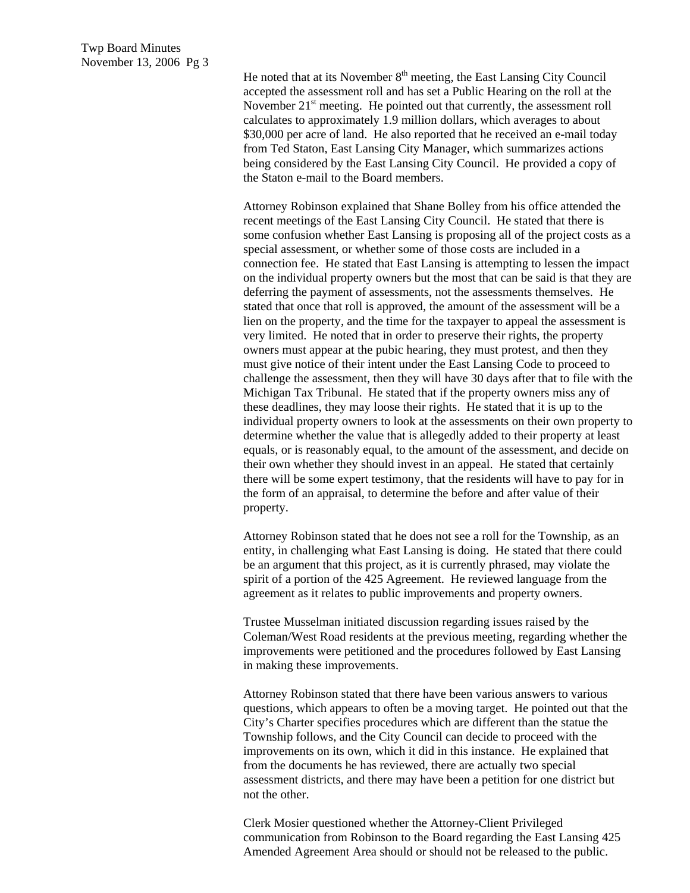He noted that at its November 8th meeting, the East Lansing City Council accepted the assessment roll and has set a Public Hearing on the roll at the November 21st meeting. He pointed out that currently, the assessment roll calculates to approximately 1.9 million dollars, which averages to about $30,000 per acre of land. He also reported that he received an e-mail today from Ted Staton, East Lansing City Manager, which summarizes actions being considered by the East Lansing City Council. He provided a copy of the Staton e-mail to the Board members.

Attorney Robinson explained that Shane Bolley from his office attended the recent meetings of the East Lansing City Council. He stated that there is some confusion whether East Lansing is proposing all of the project costs as a special assessment, or whether some of those costs are included in a connection fee. He stated that East Lansing is attempting to lessen the impact on the individual property owners but the most that can be said is that they are deferring the payment of assessments, not the assessments themselves. He stated that once that roll is approved, the amount of the assessment will be a lien on the property, and the time for the taxpayer to appeal the assessment is very limited. He noted that in order to preserve their rights, the property owners must appear at the pubic hearing, they must protest, and then they must give notice of their intent under the East Lansing Code to proceed to challenge the assessment, then they will have 30 days after that to file with the Michigan Tax Tribunal. He stated that if the property owners miss any of these deadlines, they may loose their rights. He stated that it is up to the individual property owners to look at the assessments on their own property to determine whether the value that is allegedly added to their property at least equals, or is reasonably equal, to the amount of the assessment, and decide on their own whether they should invest in an appeal. He stated that certainly there will be some expert testimony, that the residents will have to pay for in the form of an appraisal, to determine the before and after value of their property.

Attorney Robinson stated that he does not see a roll for the Township, as an entity, in challenging what East Lansing is doing. He stated that there could be an argument that this project, as it is currently phrased, may violate the spirit of a portion of the 425 Agreement. He reviewed language from the agreement as it relates to public improvements and property owners.

Trustee Musselman initiated discussion regarding issues raised by the Coleman/West Road residents at the previous meeting, regarding whether the improvements were petitioned and the procedures followed by East Lansing in making these improvements.

Attorney Robinson stated that there have been various answers to various questions, which appears to often be a moving target. He pointed out that the City's Charter specifies procedures which are different than the statue the Township follows, and the City Council can decide to proceed with the improvements on its own, which it did in this instance. He explained that from the documents he has reviewed, there are actually two special assessment districts, and there may have been a petition for one district but not the other.

Clerk Mosier questioned whether the Attorney-Client Privileged communication from Robinson to the Board regarding the East Lansing 425 Amended Agreement Area should or should not be released to the public.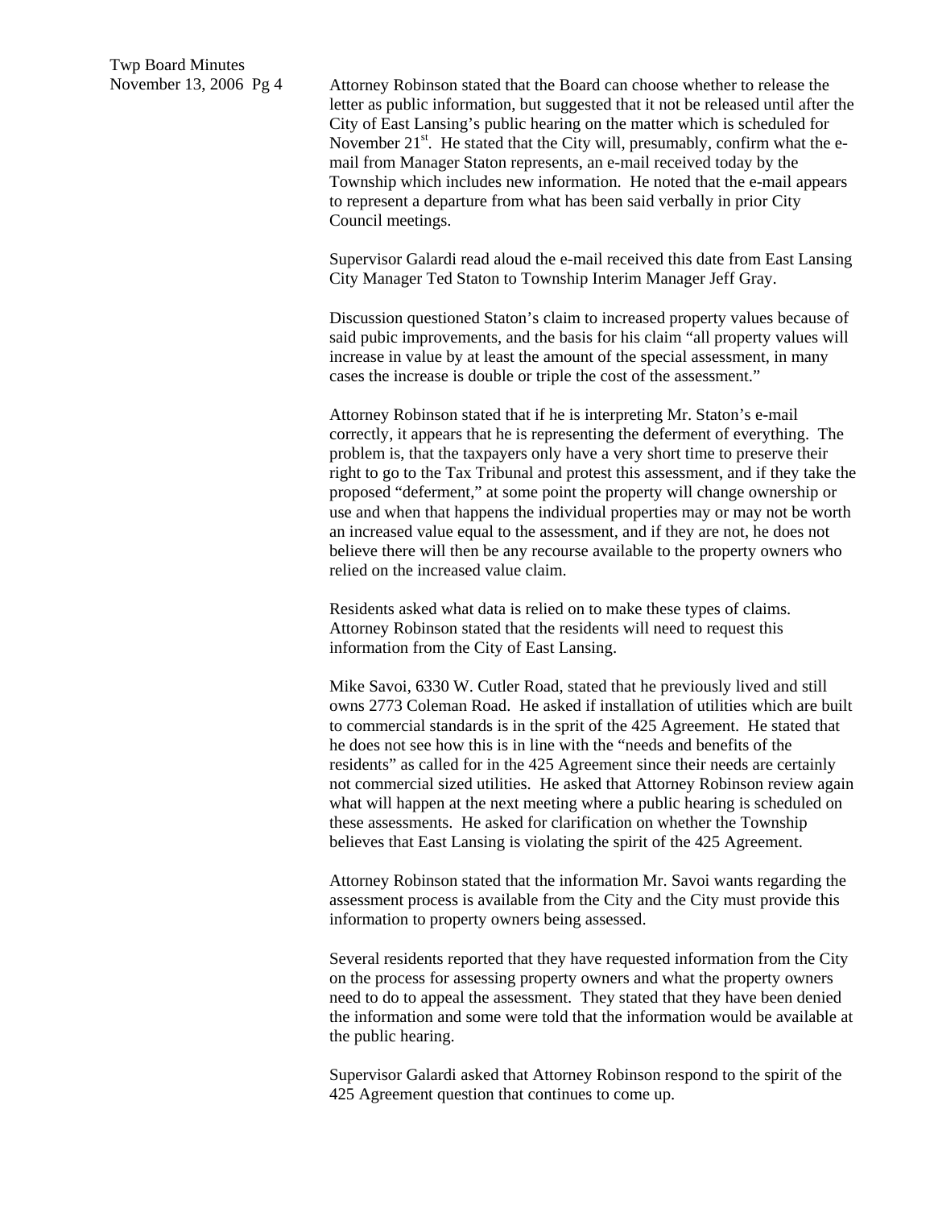Attorney Robinson stated that the Board can choose whether to release the letter as public information, but suggested that it not be released until after the City of East Lansing's public hearing on the matter which is scheduled for November 21st. He stated that the City will, presumably, confirm what the e-mail from Manager Staton represents, an e-mail received today by the Township which includes new information. He noted that the e-mail appears to represent a departure from what has been said verbally in prior City Council meetings.

Supervisor Galardi read aloud the e-mail received this date from East Lansing City Manager Ted Staton to Township Interim Manager Jeff Gray.

Discussion questioned Staton's claim to increased property values because of said pubic improvements, and the basis for his claim "all property values will increase in value by at least the amount of the special assessment, in many cases the increase is double or triple the cost of the assessment."

Attorney Robinson stated that if he is interpreting Mr. Staton's e-mail correctly, it appears that he is representing the deferment of everything. The problem is, that the taxpayers only have a very short time to preserve their right to go to the Tax Tribunal and protest this assessment, and if they take the proposed "deferment," at some point the property will change ownership or use and when that happens the individual properties may or may not be worth an increased value equal to the assessment, and if they are not, he does not believe there will then be any recourse available to the property owners who relied on the increased value claim.

Residents asked what data is relied on to make these types of claims. Attorney Robinson stated that the residents will need to request this information from the City of East Lansing.

Mike Savoi, 6330 W. Cutler Road, stated that he previously lived and still owns 2773 Coleman Road. He asked if installation of utilities which are built to commercial standards is in the sprit of the 425 Agreement. He stated that he does not see how this is in line with the "needs and benefits of the residents" as called for in the 425 Agreement since their needs are certainly not commercial sized utilities. He asked that Attorney Robinson review again what will happen at the next meeting where a public hearing is scheduled on these assessments. He asked for clarification on whether the Township believes that East Lansing is violating the spirit of the 425 Agreement.

Attorney Robinson stated that the information Mr. Savoi wants regarding the assessment process is available from the City and the City must provide this information to property owners being assessed.

Several residents reported that they have requested information from the City on the process for assessing property owners and what the property owners need to do to appeal the assessment. They stated that they have been denied the information and some were told that the information would be available at the public hearing.

Supervisor Galardi asked that Attorney Robinson respond to the spirit of the 425 Agreement question that continues to come up.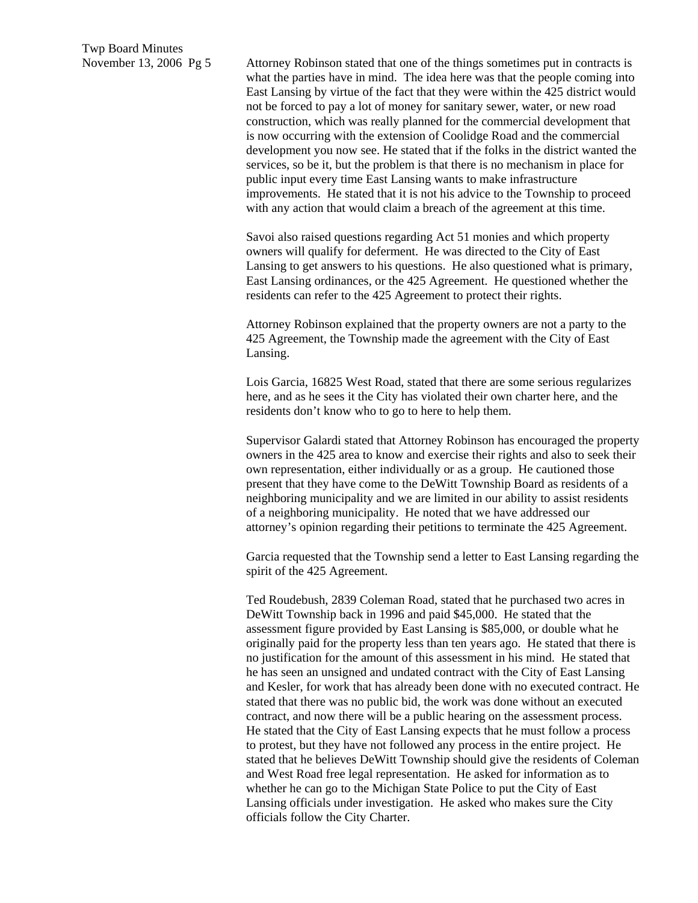Attorney Robinson stated that one of the things sometimes put in contracts is what the parties have in mind. The idea here was that the people coming into East Lansing by virtue of the fact that they were within the 425 district would not be forced to pay a lot of money for sanitary sewer, water, or new road construction, which was really planned for the commercial development that is now occurring with the extension of Coolidge Road and the commercial development you now see. He stated that if the folks in the district wanted the services, so be it, but the problem is that there is no mechanism in place for public input every time East Lansing wants to make infrastructure improvements. He stated that it is not his advice to the Township to proceed with any action that would claim a breach of the agreement at this time.

Savoi also raised questions regarding Act 51 monies and which property owners will qualify for deferment. He was directed to the City of East Lansing to get answers to his questions. He also questioned what is primary, East Lansing ordinances, or the 425 Agreement. He questioned whether the residents can refer to the 425 Agreement to protect their rights.

Attorney Robinson explained that the property owners are not a party to the 425 Agreement, the Township made the agreement with the City of East Lansing.

Lois Garcia, 16825 West Road, stated that there are some serious regularizes here, and as he sees it the City has violated their own charter here, and the residents don't know who to go to here to help them.

Supervisor Galardi stated that Attorney Robinson has encouraged the property owners in the 425 area to know and exercise their rights and also to seek their own representation, either individually or as a group. He cautioned those present that they have come to the DeWitt Township Board as residents of a neighboring municipality and we are limited in our ability to assist residents of a neighboring municipality. He noted that we have addressed our attorney's opinion regarding their petitions to terminate the 425 Agreement.

Garcia requested that the Township send a letter to East Lansing regarding the spirit of the 425 Agreement.

Ted Roudebush, 2839 Coleman Road, stated that he purchased two acres in DeWitt Township back in 1996 and paid $45,000. He stated that the assessment figure provided by East Lansing is $85,000, or double what he originally paid for the property less than ten years ago. He stated that there is no justification for the amount of this assessment in his mind. He stated that he has seen an unsigned and undated contract with the City of East Lansing and Kesler, for work that has already been done with no executed contract. He stated that there was no public bid, the work was done without an executed contract, and now there will be a public hearing on the assessment process. He stated that the City of East Lansing expects that he must follow a process to protest, but they have not followed any process in the entire project. He stated that he believes DeWitt Township should give the residents of Coleman and West Road free legal representation. He asked for information as to whether he can go to the Michigan State Police to put the City of East Lansing officials under investigation. He asked who makes sure the City officials follow the City Charter.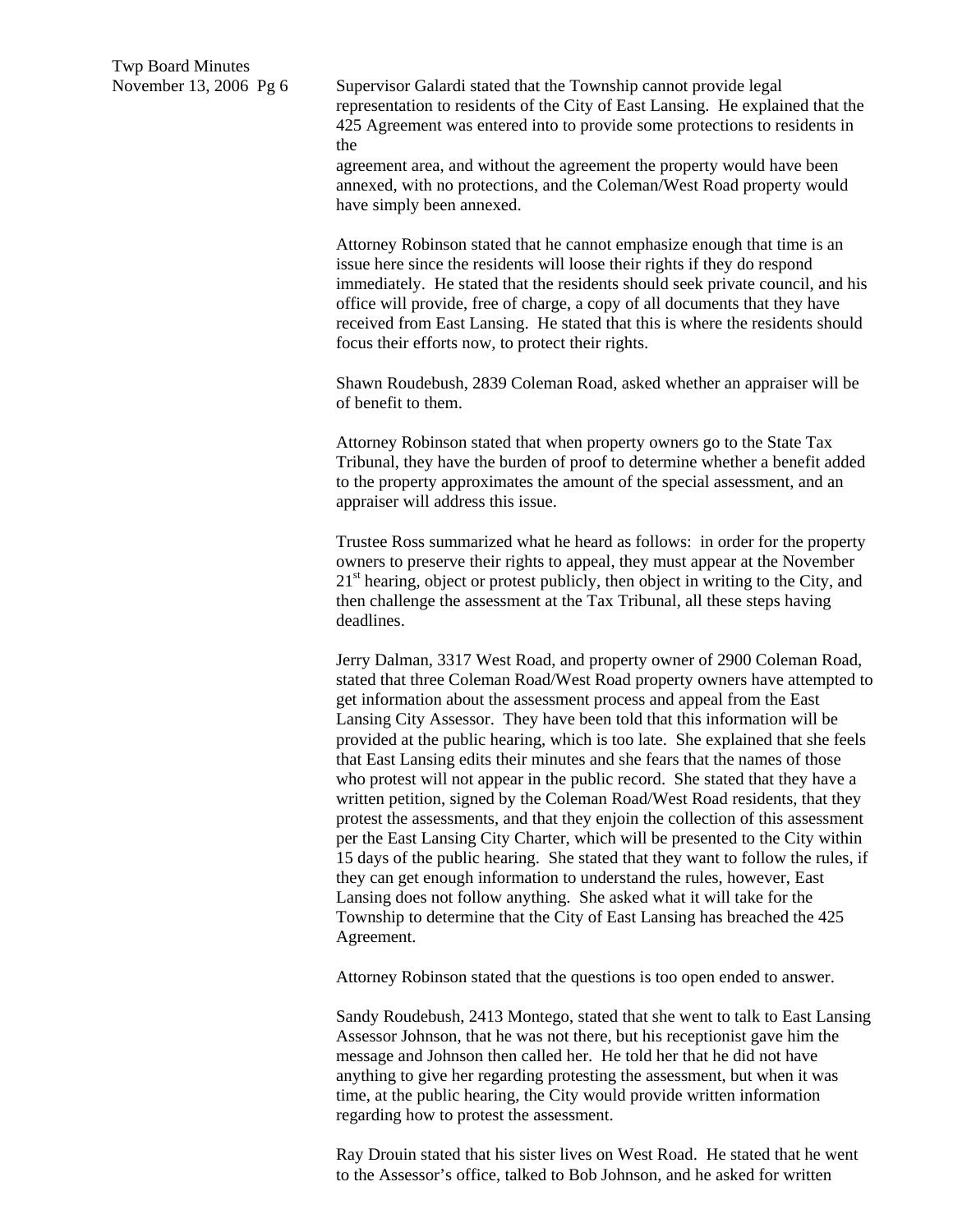Supervisor Galardi stated that the Township cannot provide legal representation to residents of the City of East Lansing. He explained that the 425 Agreement was entered into to provide some protections to residents in the agreement area, and without the agreement the property would have been annexed, with no protections, and the Coleman/West Road property would have simply been annexed.

Attorney Robinson stated that he cannot emphasize enough that time is an issue here since the residents will loose their rights if they do respond immediately. He stated that the residents should seek private council, and his office will provide, free of charge, a copy of all documents that they have received from East Lansing. He stated that this is where the residents should focus their efforts now, to protect their rights.

Shawn Roudebush, 2839 Coleman Road, asked whether an appraiser will be of benefit to them.

Attorney Robinson stated that when property owners go to the State Tax Tribunal, they have the burden of proof to determine whether a benefit added to the property approximates the amount of the special assessment, and an appraiser will address this issue.

Trustee Ross summarized what he heard as follows: in order for the property owners to preserve their rights to appeal, they must appear at the November 21st hearing, object or protest publicly, then object in writing to the City, and then challenge the assessment at the Tax Tribunal, all these steps having deadlines.

Jerry Dalman, 3317 West Road, and property owner of 2900 Coleman Road, stated that three Coleman Road/West Road property owners have attempted to get information about the assessment process and appeal from the East Lansing City Assessor. They have been told that this information will be provided at the public hearing, which is too late. She explained that she feels that East Lansing edits their minutes and she fears that the names of those who protest will not appear in the public record. She stated that they have a written petition, signed by the Coleman Road/West Road residents, that they protest the assessments, and that they enjoin the collection of this assessment per the East Lansing City Charter, which will be presented to the City within 15 days of the public hearing. She stated that they want to follow the rules, if they can get enough information to understand the rules, however, East Lansing does not follow anything. She asked what it will take for the Township to determine that the City of East Lansing has breached the 425 Agreement.

Attorney Robinson stated that the questions is too open ended to answer.

Sandy Roudebush, 2413 Montego, stated that she went to talk to East Lansing Assessor Johnson, that he was not there, but his receptionist gave him the message and Johnson then called her. He told her that he did not have anything to give her regarding protesting the assessment, but when it was time, at the public hearing, the City would provide written information regarding how to protest the assessment.

Ray Drouin stated that his sister lives on West Road. He stated that he went to the Assessor's office, talked to Bob Johnson, and he asked for written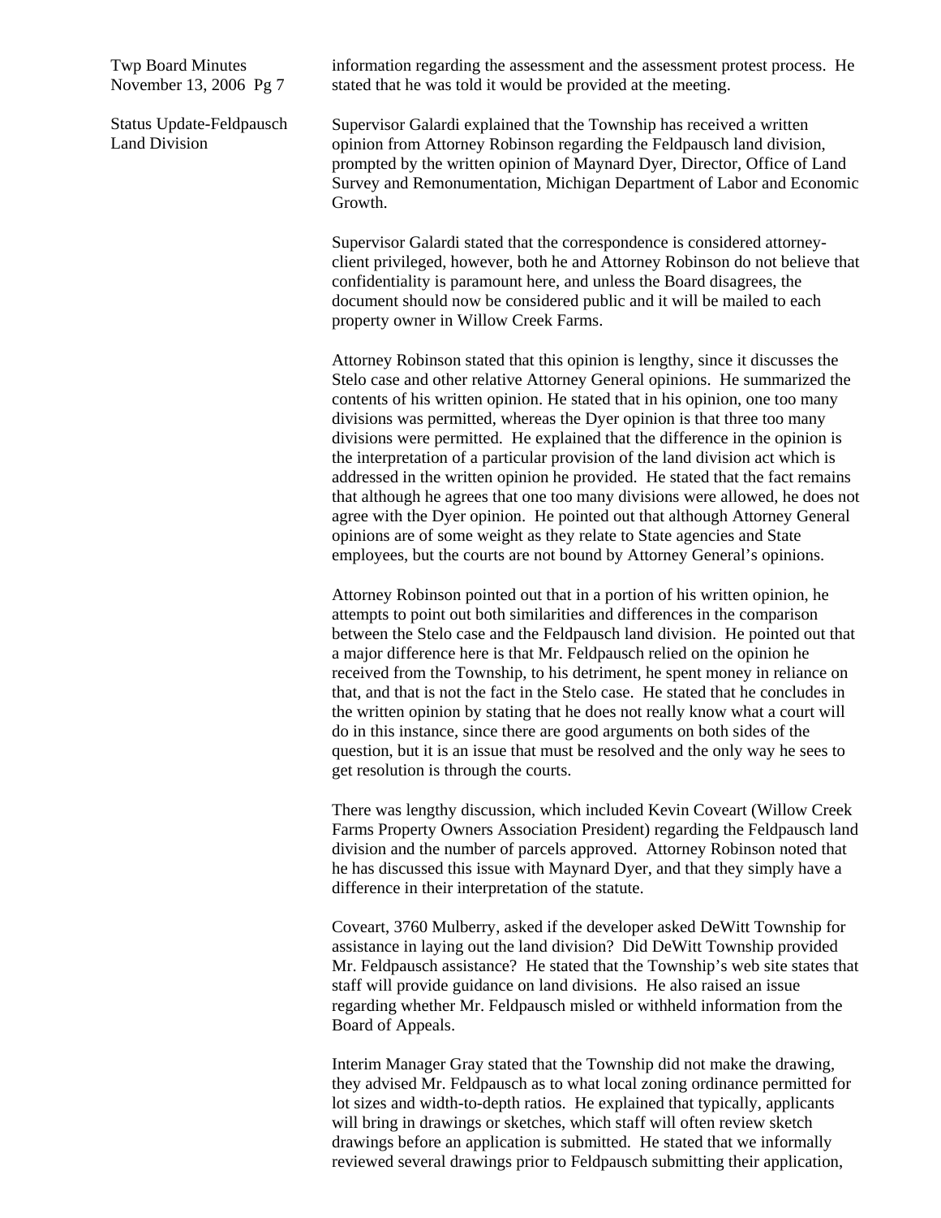information regarding the assessment and the assessment protest process. He stated that he was told it would be provided at the meeting.

**Status Update-Feldpausch Land Division**

Supervisor Galardi explained that the Township has received a written opinion from Attorney Robinson regarding the Feldpausch land division, prompted by the written opinion of Maynard Dyer, Director, Office of Land Survey and Remonumentation, Michigan Department of Labor and Economic Growth.

Supervisor Galardi stated that the correspondence is considered attorney-client privileged, however, both he and Attorney Robinson do not believe that confidentiality is paramount here, and unless the Board disagrees, the document should now be considered public and it will be mailed to each property owner in Willow Creek Farms.

Attorney Robinson stated that this opinion is lengthy, since it discusses the Stelo case and other relative Attorney General opinions. He summarized the contents of his written opinion. He stated that in his opinion, one too many divisions was permitted, whereas the Dyer opinion is that three too many divisions were permitted. He explained that the difference in the opinion is the interpretation of a particular provision of the land division act which is addressed in the written opinion he provided. He stated that the fact remains that although he agrees that one too many divisions were allowed, he does not agree with the Dyer opinion. He pointed out that although Attorney General opinions are of some weight as they relate to State agencies and State employees, but the courts are not bound by Attorney General's opinions.

Attorney Robinson pointed out that in a portion of his written opinion, he attempts to point out both similarities and differences in the comparison between the Stelo case and the Feldpausch land division. He pointed out that a major difference here is that Mr. Feldpausch relied on the opinion he received from the Township, to his detriment, he spent money in reliance on that, and that is not the fact in the Stelo case. He stated that he concludes in the written opinion by stating that he does not really know what a court will do in this instance, since there are good arguments on both sides of the question, but it is an issue that must be resolved and the only way he sees to get resolution is through the courts.

There was lengthy discussion, which included Kevin Coveart (Willow Creek Farms Property Owners Association President) regarding the Feldpausch land division and the number of parcels approved. Attorney Robinson noted that he has discussed this issue with Maynard Dyer, and that they simply have a difference in their interpretation of the statute.

Coveart, 3760 Mulberry, asked if the developer asked DeWitt Township for assistance in laying out the land division? Did DeWitt Township provided Mr. Feldpausch assistance? He stated that the Township's web site states that staff will provide guidance on land divisions. He also raised an issue regarding whether Mr. Feldpausch misled or withheld information from the Board of Appeals.

Interim Manager Gray stated that the Township did not make the drawing, they advised Mr. Feldpausch as to what local zoning ordinance permitted for lot sizes and width-to-depth ratios. He explained that typically, applicants will bring in drawings or sketches, which staff will often review sketch drawings before an application is submitted. He stated that we informally reviewed several drawings prior to Feldpausch submitting their application,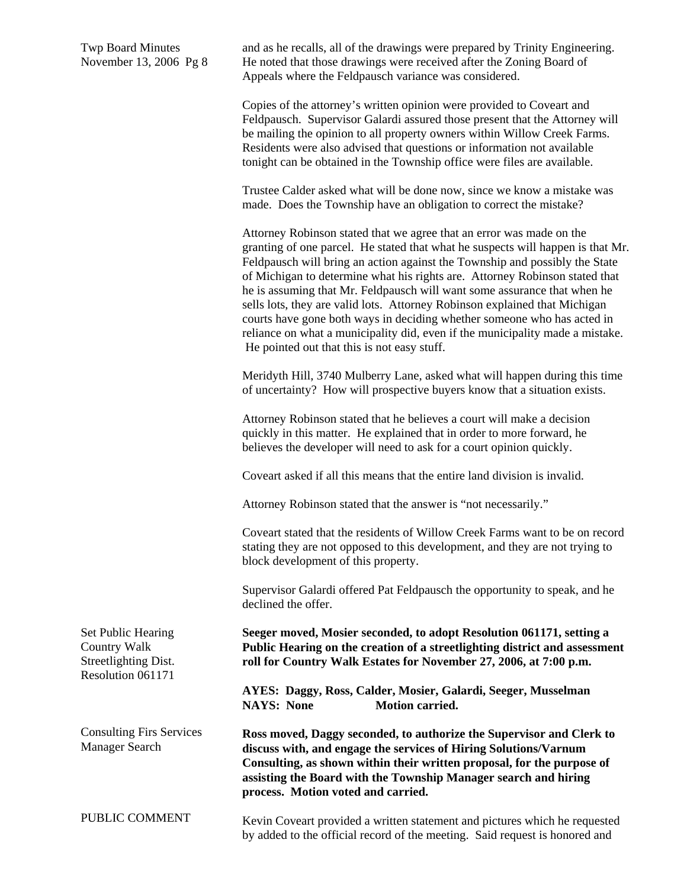and as he recalls, all of the drawings were prepared by Trinity Engineering. He noted that those drawings were received after the Zoning Board of Appeals where the Feldpausch variance was considered.

Copies of the attorney's written opinion were provided to Coveart and Feldpausch. Supervisor Galardi assured those present that the Attorney will be mailing the opinion to all property owners within Willow Creek Farms. Residents were also advised that questions or information not available tonight can be obtained in the Township office were files are available.

Trustee Calder asked what will be done now, since we know a mistake was made. Does the Township have an obligation to correct the mistake?

Attorney Robinson stated that we agree that an error was made on the granting of one parcel. He stated that what he suspects will happen is that Mr. Feldpausch will bring an action against the Township and possibly the State of Michigan to determine what his rights are. Attorney Robinson stated that he is assuming that Mr. Feldpausch will want some assurance that when he sells lots, they are valid lots. Attorney Robinson explained that Michigan courts have gone both ways in deciding whether someone who has acted in reliance on what a municipality did, even if the municipality made a mistake. He pointed out that this is not easy stuff.

Meridyth Hill, 3740 Mulberry Lane, asked what will happen during this time of uncertainty? How will prospective buyers know that a situation exists.

Attorney Robinson stated that he believes a court will make a decision quickly in this matter. He explained that in order to more forward, he believes the developer will need to ask for a court opinion quickly.

Coveart asked if all this means that the entire land division is invalid.

Attorney Robinson stated that the answer is "not necessarily."

Coveart stated that the residents of Willow Creek Farms want to be on record stating they are not opposed to this development, and they are not trying to block development of this property.

Supervisor Galardi offered Pat Feldpausch the opportunity to speak, and he declined the offer.

Set Public Hearing
Country Walk
Streetlighting Dist.
Resolution 061171

**Seeger moved, Mosier seconded, to adopt Resolution 061171, setting a Public Hearing on the creation of a streetlighting district and assessment roll for Country Walk Estates for November 27, 2006, at 7:00 p.m.**

**AYES: Daggy, Ross, Calder, Mosier, Galardi, Seeger, Musselman**
**NAYS: None Motion carried.**

Consulting Firs Services
Manager Search

**Ross moved, Daggy seconded, to authorize the Supervisor and Clerk to discuss with, and engage the services of Hiring Solutions/Varnum Consulting, as shown within their written proposal, for the purpose of assisting the Board with the Township Manager search and hiring process. Motion voted and carried.**

PUBLIC COMMENT

Kevin Coveart provided a written statement and pictures which he requested by added to the official record of the meeting. Said request is honored and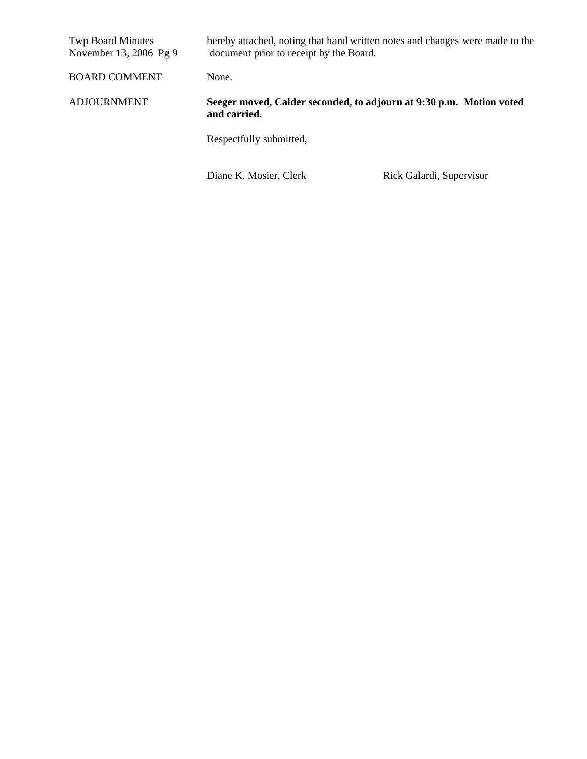hereby attached, noting that hand written notes and changes were made to the document prior to receipt by the Board.

BOARD COMMENT

None.

ADJOURNMENT

**Seeger moved, Calder seconded, to adjourn at 9:30 p.m. Motion voted and carried**.

Respectfully submitted,

Diane K. Mosier, Clerk

Rick Galardi, Supervisor